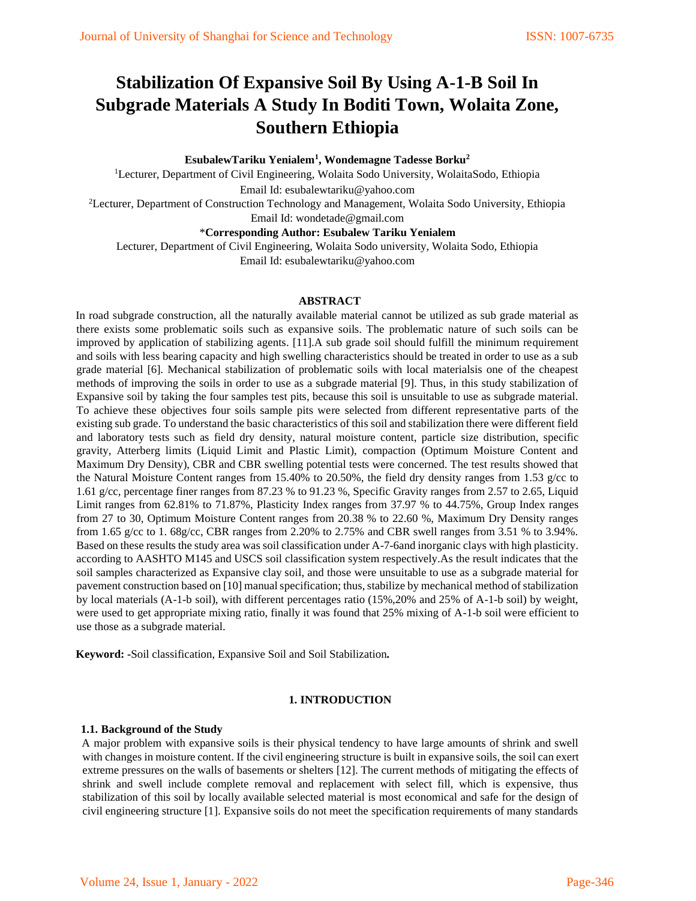# Stabilization Of Expansive Soil By Using A-1-B Soil In Subgrade Materials A Study In Boditi Town, Wolaita Zone, Southern Ethiopia

**EsubalewTariku Yenialem[1], Wondemagne Tadesse Borku[2]**

[1]Lecturer, Department of Civil Engineering, Wolaita Sodo University, WolaitaSodo, Ethiopia
Email Id: esubalewtariku@yahoo.com

[2]Lecturer, Department of Construction Technology and Management, Wolaita Sodo University, Ethiopia
Email Id: wondetade@gmail.com

*__Corresponding Author: Esubalew Tariku Yenialem__

Lecturer, Department of Civil Engineering, Wolaita Sodo university, Wolaita Sodo, Ethiopia
Email Id: esubalewtariku@yahoo.com

## ABSTRACT

In road subgrade construction, all the naturally available material cannot be utilized as sub grade material as there exists some problematic soils such as expansive soils. The problematic nature of such soils can be improved by application of stabilizing agents. [11].A sub grade soil should fulfill the minimum requirement and soils with less bearing capacity and high swelling characteristics should be treated in order to use as a sub grade material [6]. Mechanical stabilization of problematic soils with local materialsis one of the cheapest methods of improving the soils in order to use as a subgrade material [9]. Thus, in this study stabilization of Expansive soil by taking the four samples test pits, because this soil is unsuitable to use as subgrade material. To achieve these objectives four soils sample pits were selected from different representative parts of the existing sub grade. To understand the basic characteristics of this soil and stabilization there were different field and laboratory tests such as field dry density, natural moisture content, particle size distribution, specific gravity, Atterberg limits (Liquid Limit and Plastic Limit), compaction (Optimum Moisture Content and Maximum Dry Density), CBR and CBR swelling potential tests were concerned. The test results showed that the Natural Moisture Content ranges from 15.40% to 20.50%, the field dry density ranges from 1.53 g/cc to 1.61 g/cc, percentage finer ranges from 87.23 % to 91.23 %, Specific Gravity ranges from 2.57 to 2.65, Liquid Limit ranges from 62.81% to 71.87%, Plasticity Index ranges from 37.97 % to 44.75%, Group Index ranges from 27 to 30, Optimum Moisture Content ranges from 20.38 % to 22.60 %, Maximum Dry Density ranges from 1.65 g/cc to 1. 68g/cc, CBR ranges from 2.20% to 2.75% and CBR swell ranges from 3.51 % to 3.94%. Based on these results the study area was soil classification under A-7-6and inorganic clays with high plasticity. according to AASHTO M145 and USCS soil classification system respectively.As the result indicates that the soil samples characterized as Expansive clay soil, and those were unsuitable to use as a subgrade material for pavement construction based on [10] manual specification; thus, stabilize by mechanical method of stabilization by local materials (A-1-b soil), with different percentages ratio (15%,20% and 25% of A-1-b soil) by weight, were used to get appropriate mixing ratio, finally it was found that 25% mixing of A-1-b soil were efficient to use those as a subgrade material.

**Keyword: -**Soil classification, Expansive Soil and Soil Stabilization**.**

## 1. INTRODUCTION

### 1.1. Background of the Study

A major problem with expansive soils is their physical tendency to have large amounts of shrink and swell with changes in moisture content. If the civil engineering structure is built in expansive soils, the soil can exert extreme pressures on the walls of basements or shelters [12]. The current methods of mitigating the effects of shrink and swell include complete removal and replacement with select fill, which is expensive, thus stabilization of this soil by locally available selected material is most economical and safe for the design of civil engineering structure [1]. Expansive soils do not meet the specification requirements of many standards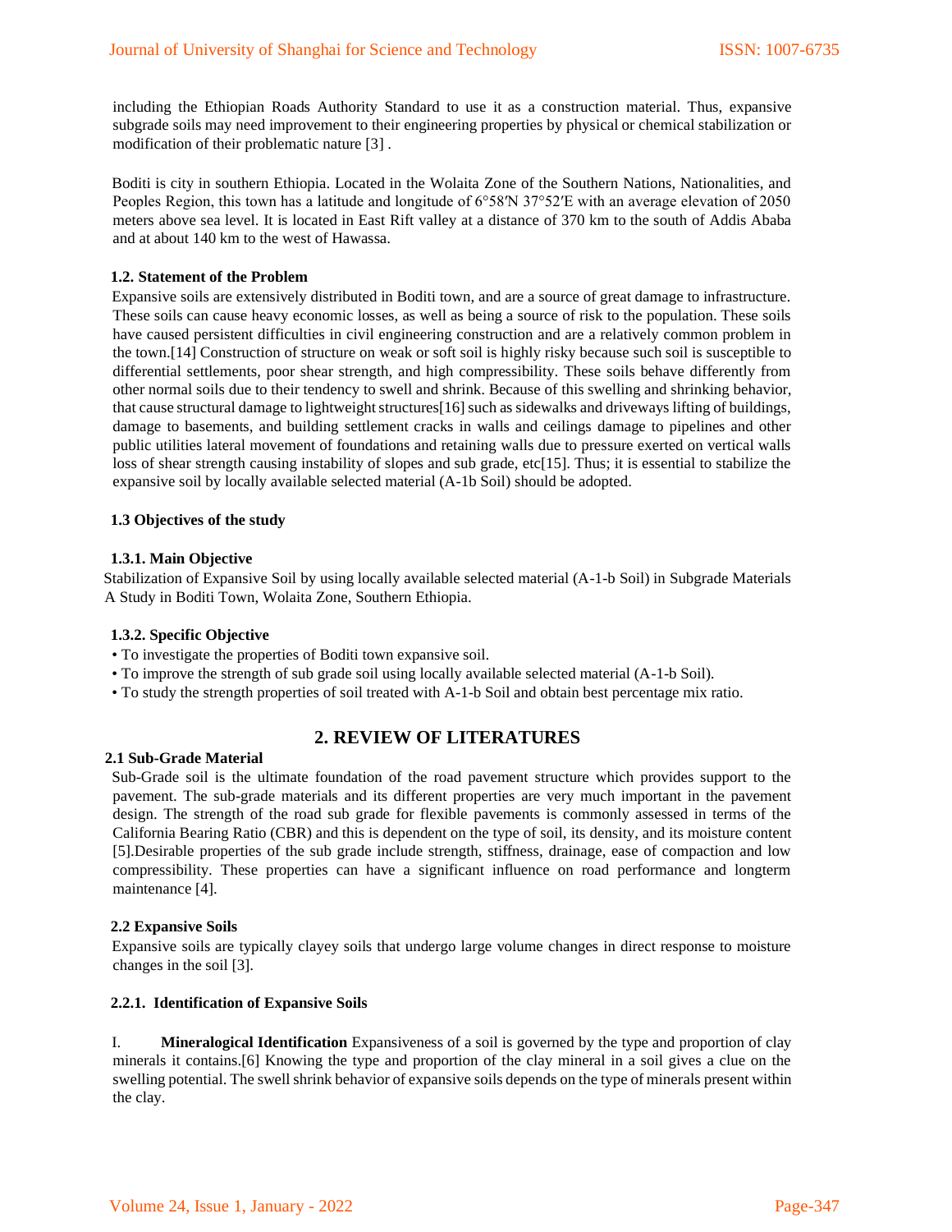including the Ethiopian Roads Authority Standard to use it as a construction material. Thus, expansive subgrade soils may need improvement to their engineering properties by physical or chemical stabilization or modification of their problematic nature [3] .

Boditi is city in southern Ethiopia. Located in the Wolaita Zone of the Southern Nations, Nationalities, and Peoples Region, this town has a latitude and longitude of 6°58′N 37°52′E with an average elevation of 2050 meters above sea level. It is located in East Rift valley at a distance of 370 km to the south of Addis Ababa and at about 140 km to the west of Hawassa.

### 1.2. Statement of the Problem

Expansive soils are extensively distributed in Boditi town, and are a source of great damage to infrastructure. These soils can cause heavy economic losses, as well as being a source of risk to the population. These soils have caused persistent difficulties in civil engineering construction and are a relatively common problem in the town.[14] Construction of structure on weak or soft soil is highly risky because such soil is susceptible to differential settlements, poor shear strength, and high compressibility. These soils behave differently from other normal soils due to their tendency to swell and shrink. Because of this swelling and shrinking behavior, that cause structural damage to lightweight structures[16] such as sidewalks and driveways lifting of buildings, damage to basements, and building settlement cracks in walls and ceilings damage to pipelines and other public utilities lateral movement of foundations and retaining walls due to pressure exerted on vertical walls loss of shear strength causing instability of slopes and sub grade, etc[15]. Thus; it is essential to stabilize the expansive soil by locally available selected material (A-1b Soil) should be adopted.

### 1.3 Objectives of the study

#### 1.3.1. Main Objective

Stabilization of Expansive Soil by using locally available selected material (A-1-b Soil) in Subgrade Materials A Study in Boditi Town, Wolaita Zone, Southern Ethiopia.

#### 1.3.2. Specific Objective

- To investigate the properties of Boditi town expansive soil.
- To improve the strength of sub grade soil using locally available selected material (A-1-b Soil).
- To study the strength properties of soil treated with A-1-b Soil and obtain best percentage mix ratio.

## 2. REVIEW OF LITERATURES

### 2.1 Sub-Grade Material

Sub-Grade soil is the ultimate foundation of the road pavement structure which provides support to the pavement. The sub-grade materials and its different properties are very much important in the pavement design. The strength of the road sub grade for flexible pavements is commonly assessed in terms of the California Bearing Ratio (CBR) and this is dependent on the type of soil, its density, and its moisture content [5].Desirable properties of the sub grade include strength, stiffness, drainage, ease of compaction and low compressibility. These properties can have a significant influence on road performance and longterm maintenance [4].

### 2.2 Expansive Soils

Expansive soils are typically clayey soils that undergo large volume changes in direct response to moisture changes in the soil [3].

#### 2.2.1. Identification of Expansive Soils

I. **Mineralogical Identification** Expansiveness of a soil is governed by the type and proportion of clay minerals it contains.[6] Knowing the type and proportion of the clay mineral in a soil gives a clue on the swelling potential. The swell shrink behavior of expansive soils depends on the type of minerals present within the clay.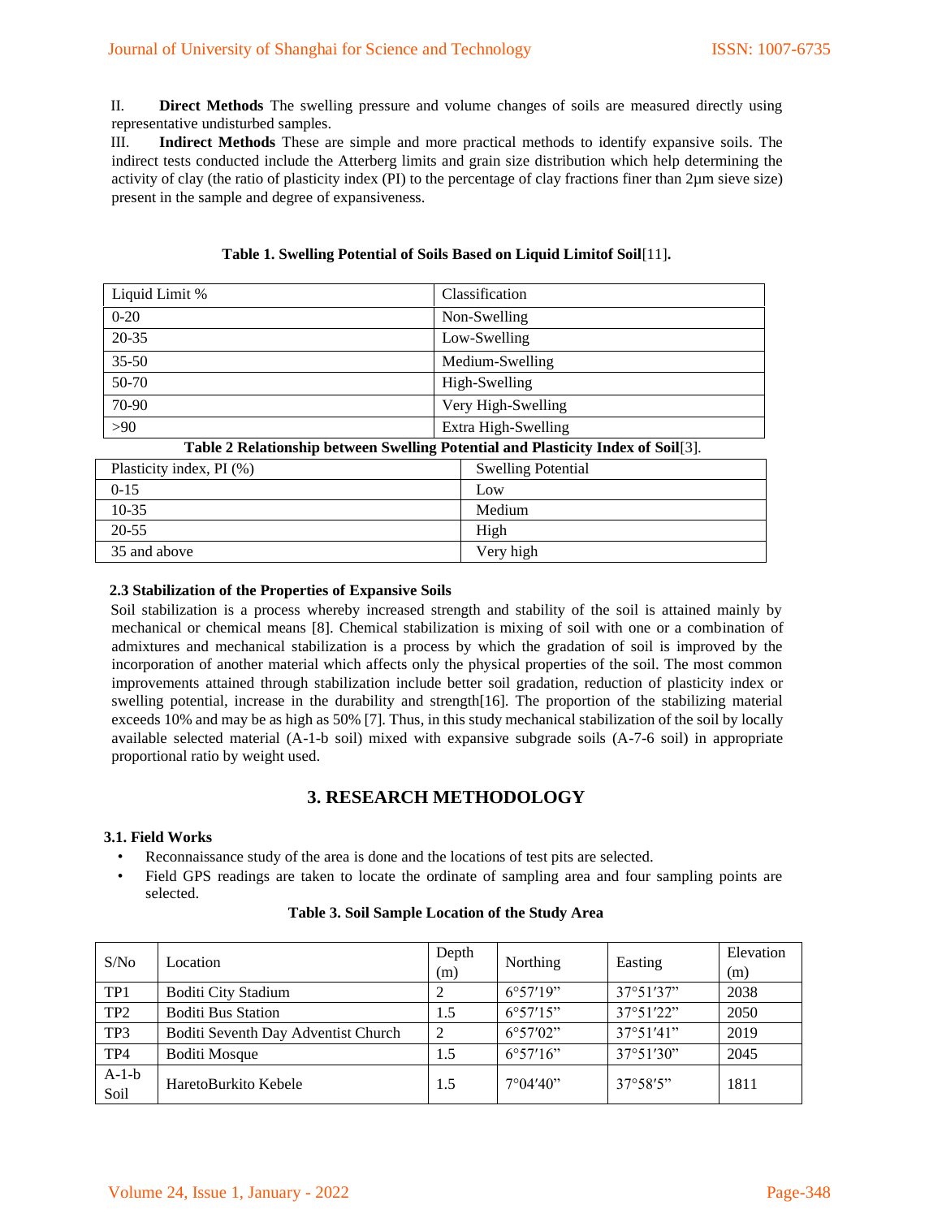II. **Direct Methods** The swelling pressure and volume changes of soils are measured directly using representative undisturbed samples.

III. **Indirect Methods** These are simple and more practical methods to identify expansive soils. The indirect tests conducted include the Atterberg limits and grain size distribution which help determining the activity of clay (the ratio of plasticity index (PI) to the percentage of clay fractions finer than 2μm sieve size) present in the sample and degree of expansiveness.

**Table 1. Swelling Potential of Soils Based on Liquid Limitof Soil**[11]**.**

| Liquid Limit % | Classification |
|---|---|
| 0-20 | Non-Swelling |
| 20-35 | Low-Swelling |
| 35-50 | Medium-Swelling |
| 50-70 | High-Swelling |
| 70-90 | Very High-Swelling |
| >90 | Extra High-Swelling |

**Table 2 Relationship between Swelling Potential and Plasticity Index of Soil**[3].

| Plasticity index, PI (%) | Swelling Potential |
|---|---|
| 0-15 | Low |
| 10-35 | Medium |
| 20-55 | High |
| 35 and above | Very high |

### 2.3 Stabilization of the Properties of Expansive Soils

Soil stabilization is a process whereby increased strength and stability of the soil is attained mainly by mechanical or chemical means [8]. Chemical stabilization is mixing of soil with one or a combination of admixtures and mechanical stabilization is a process by which the gradation of soil is improved by the incorporation of another material which affects only the physical properties of the soil. The most common improvements attained through stabilization include better soil gradation, reduction of plasticity index or swelling potential, increase in the durability and strength[16]. The proportion of the stabilizing material exceeds 10% and may be as high as 50% [7]. Thus, in this study mechanical stabilization of the soil by locally available selected material (A-1-b soil) mixed with expansive subgrade soils (A-7-6 soil) in appropriate proportional ratio by weight used.

## 3. RESEARCH METHODOLOGY

### 3.1. Field Works

- Reconnaissance study of the area is done and the locations of test pits are selected.
- Field GPS readings are taken to locate the ordinate of sampling area and four sampling points are selected.

**Table 3. Soil Sample Location of the Study Area**

| S/No | Location | Depth (m) | Northing | Easting | Elevation (m) |
|---|---|---|---|---|---|
| TP1 | Boditi City Stadium | 2 | 6°57′19” | 37°51′37” | 2038 |
| TP2 | Boditi Bus Station | 1.5 | 6°57′15” | 37°51′22” | 2050 |
| TP3 | Boditi Seventh Day Adventist Church | 2 | 6°57′02” | 37°51′41” | 2019 |
| TP4 | Boditi Mosque | 1.5 | 6°57′16” | 37°51′30” | 2045 |
| A-1-b Soil | HaretoBurkito Kebele | 1.5 | 7°04′40” | 37°58′5” | 1811 |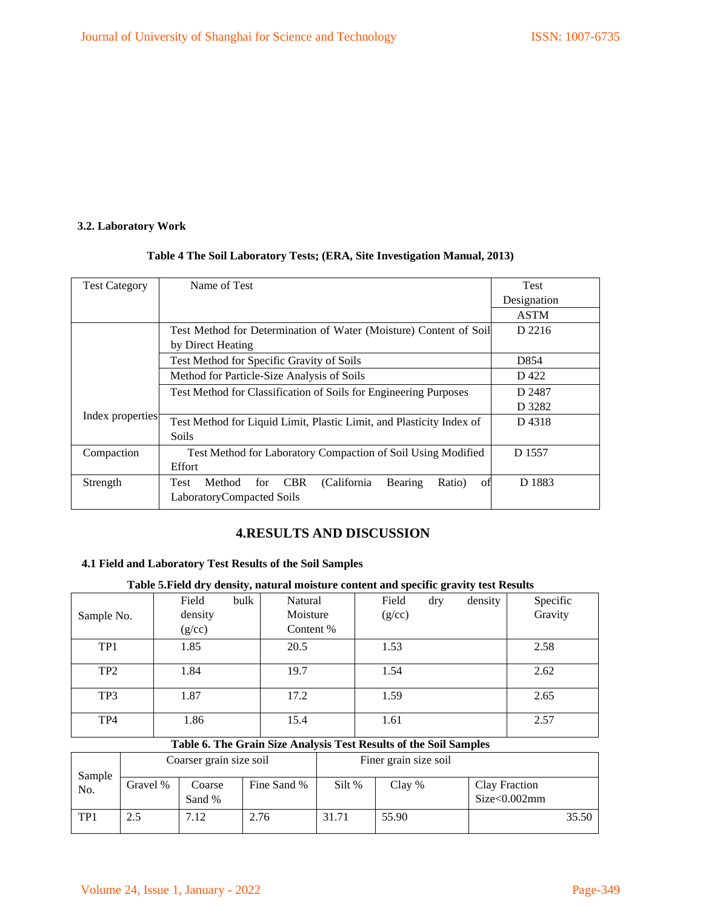### 3.2. Laboratory Work

**Table 4 The Soil Laboratory Tests; (ERA, Site Investigation Manual, 2013)**

| Test Category | Name of Test | Test Designation ASTM |
|---|---|---|
| Index properties | Test Method for Determination of Water (Moisture) Content of Soil by Direct Heating | D 2216 |
| | Test Method for Specific Gravity of Soils | D854 |
| | Method for Particle-Size Analysis of Soils | D 422 |
| | Test Method for Classification of Soils for Engineering Purposes | D 2487 D 3282 |
| | Test Method for Liquid Limit, Plastic Limit, and Plasticity Index of Soils | D 4318 |
| Compaction | Test Method for Laboratory Compaction of Soil Using Modified Effort | D 1557 |
| Strength | Test Method for CBR (California Bearing Ratio) of LaboratoryCompacted Soils | D 1883 |

## 4.RESULTS AND DISCUSSION

### 4.1 Field and Laboratory Test Results of the Soil Samples

**Table 5.Field dry density, natural moisture content and specific gravity test Results**

| Sample No. | Field bulk density (g/cc) | Natural Moisture Content % | Field dry density (g/cc) | Specific Gravity |
|---|---|---|---|---|
| TP1 | 1.85 | 20.5 | 1.53 | 2.58 |
| TP2 | 1.84 | 19.7 | 1.54 | 2.62 |
| TP3 | 1.87 | 17.2 | 1.59 | 2.65 |
| TP4 | 1.86 | 15.4 | 1.61 | 2.57 |

**Table 6. The Grain Size Analysis Test Results of the Soil Samples**

| Sample No. | Coarser grain size soil | | | Finer grain size soil | | |
|---|---|---|---|---|---|---|
| | Gravel % | Coarse Sand % | Fine Sand % | Silt % | Clay % | Clay Fraction Size<0.002mm |
| TP1 | 2.5 | 7.12 | 2.76 | 31.71 | 55.90 | 35.50 |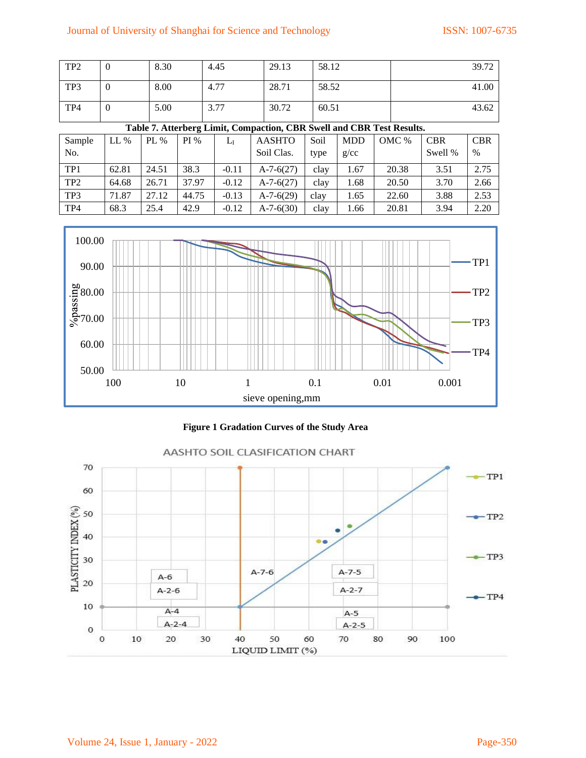| TP2 | 0 | 8.30 | 4.45 | 29.13 | 58.12 | 39.72 |
|---|---|---|---|---|---|---|
| TP3 | 0 | 8.00 | 4.77 | 28.71 | 58.52 | 41.00 |
| TP4 | 0 | 5.00 | 3.77 | 30.72 | 60.51 | 43.62 |

**Table 7. Atterberg Limit, Compaction, CBR Swell and CBR Test Results.**

| Sample No. | LL % | PL % | PI % | $L_I$ | AASHTO Soil Clas. | Soil type | MDD g/cc | OMC % | CBR Swell % | CBR % |
|---|---|---|---|---|---|---|---|---|---|---|
| TP1 | 62.81 | 24.51 | 38.3 | -0.11 | A-7-6(27) | clay | 1.67 | 20.38 | 3.51 | 2.75 |
| TP2 | 64.68 | 26.71 | 37.97 | -0.12 | A-7-6(27) | clay | 1.68 | 20.50 | 3.70 | 2.66 |
| TP3 | 71.87 | 27.12 | 44.75 | -0.13 | A-7-6(29) | clay | 1.65 | 22.60 | 3.88 | 2.53 |
| TP4 | 68.3 | 25.4 | 42.9 | -0.12 | A-7-6(30) | clay | 1.66 | 20.81 | 3.94 | 2.20 |

**Figure 1 Gradation Curves of the Study Area**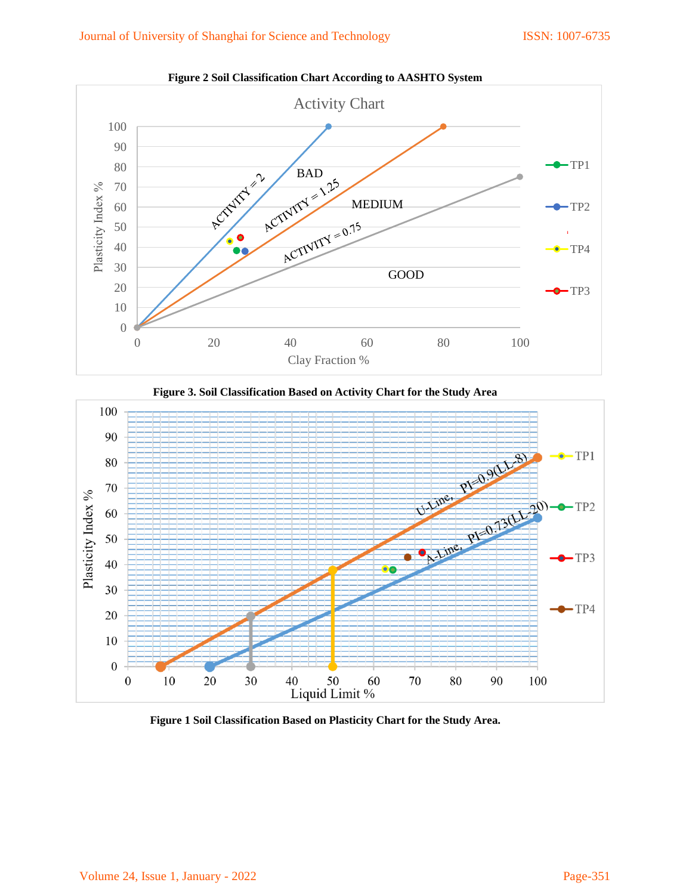**Figure 2 Soil Classification Chart According to AASHTO System**

**Figure 3. Soil Classification Based on Activity Chart for the Study Area**

**Figure 1 Soil Classification Based on Plasticity Chart for the Study Area.**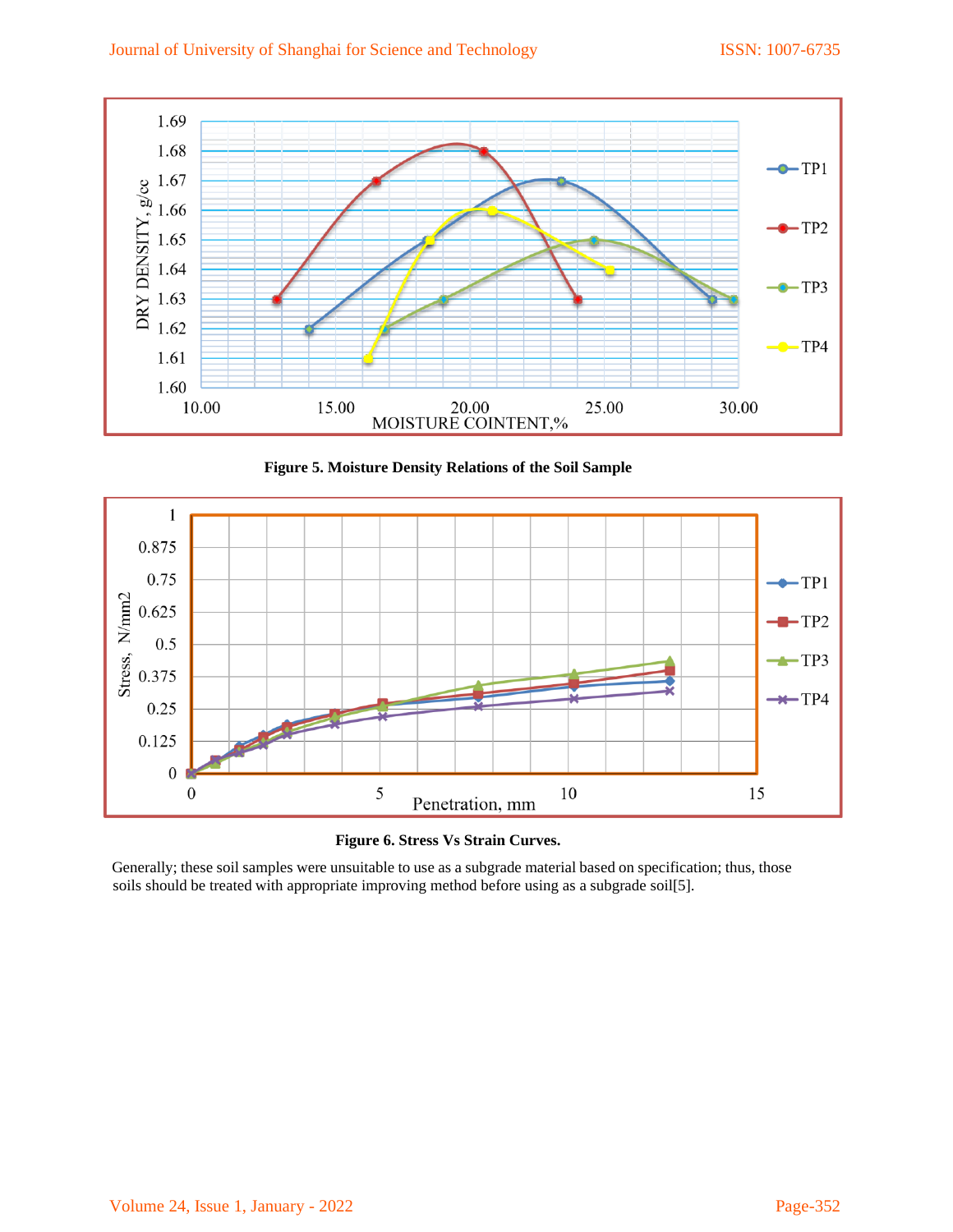**Figure 5. Moisture Density Relations of the Soil Sample**

**Figure 6. Stress Vs Strain Curves.**

Generally; these soil samples were unsuitable to use as a subgrade material based on specification; thus, those soils should be treated with appropriate improving method before using as a subgrade soil[5].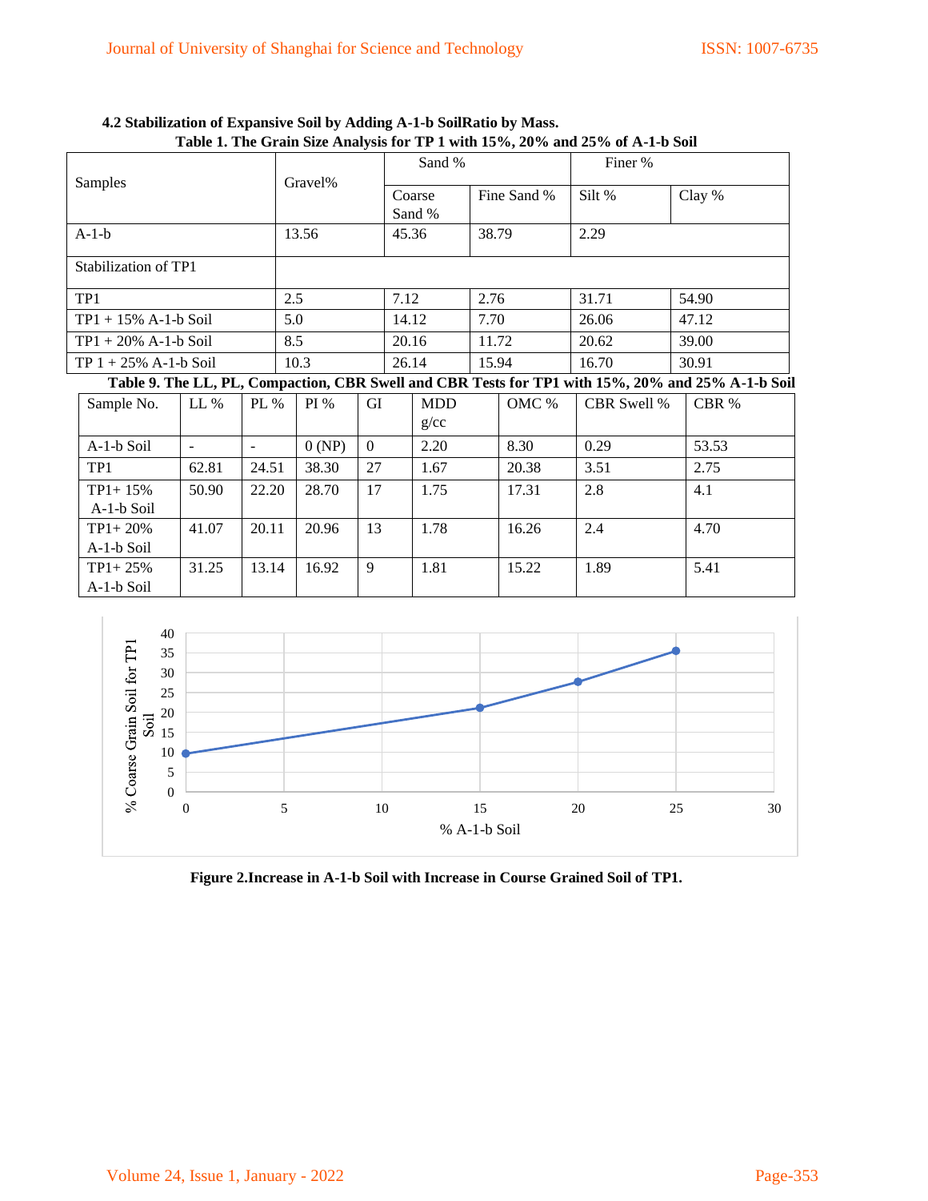### 4.2 Stabilization of Expansive Soil by Adding A-1-b SoilRatio by Mass.

**Table 1. The Grain Size Analysis for TP 1 with 15%, 20% and 25% of A-1-b Soil**

| Samples | Gravel% | Sand % | | Finer % | |
|---|---|---|---|---|---|
| | | Coarse Sand % | Fine Sand % | Silt % | Clay % |
| A-1-b | 13.56 | 45.36 | 38.79 | 2.29 | |
| Stabilization of TP1 | | | | | |
| TP1 | 2.5 | 7.12 | 2.76 | 31.71 | 54.90 |
| TP1 + 15% A-1-b Soil | 5.0 | 14.12 | 7.70 | 26.06 | 47.12 |
| TP1 + 20% A-1-b Soil | 8.5 | 20.16 | 11.72 | 20.62 | 39.00 |
| TP 1 + 25% A-1-b Soil | 10.3 | 26.14 | 15.94 | 16.70 | 30.91 |

**Table 9. The LL, PL, Compaction, CBR Swell and CBR Tests for TP1 with 15%, 20% and 25% A-1-b Soil**

| Sample No. | LL % | PL % | PI % | GI | MDD g/cc | OMC % | CBR Swell % | CBR % |
|---|---|---|---|---|---|---|---|---|
| A-1-b Soil | - | - | 0 (NP) | 0 | 2.20 | 8.30 | 0.29 | 53.53 |
| TP1 | 62.81 | 24.51 | 38.30 | 27 | 1.67 | 20.38 | 3.51 | 2.75 |
| TP1+ 15% A-1-b Soil | 50.90 | 22.20 | 28.70 | 17 | 1.75 | 17.31 | 2.8 | 4.1 |
| TP1+ 20% A-1-b Soil | 41.07 | 20.11 | 20.96 | 13 | 1.78 | 16.26 | 2.4 | 4.70 |
| TP1+ 25% A-1-b Soil | 31.25 | 13.14 | 16.92 | 9 | 1.81 | 15.22 | 1.89 | 5.41 |

**Figure 2.Increase in A-1-b Soil with Increase in Course Grained Soil of TP1.**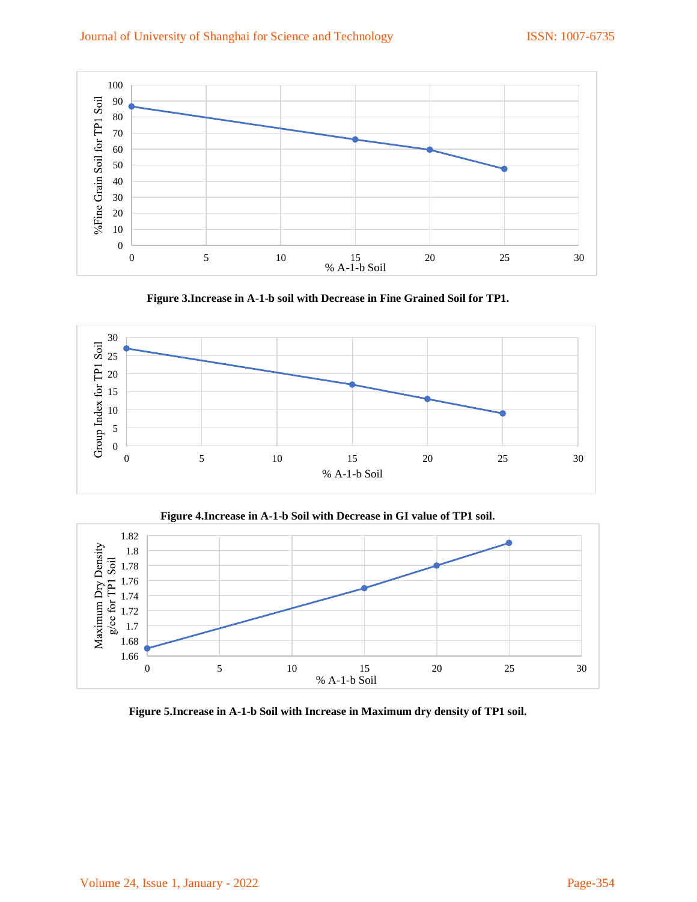**Figure 3.Increase in A-1-b soil with Decrease in Fine Grained Soil for TP1.**

**Figure 4.Increase in A-1-b Soil with Decrease in GI value of TP1 soil.**

**Figure 5.Increase in A-1-b Soil with Increase in Maximum dry density of TP1 soil.**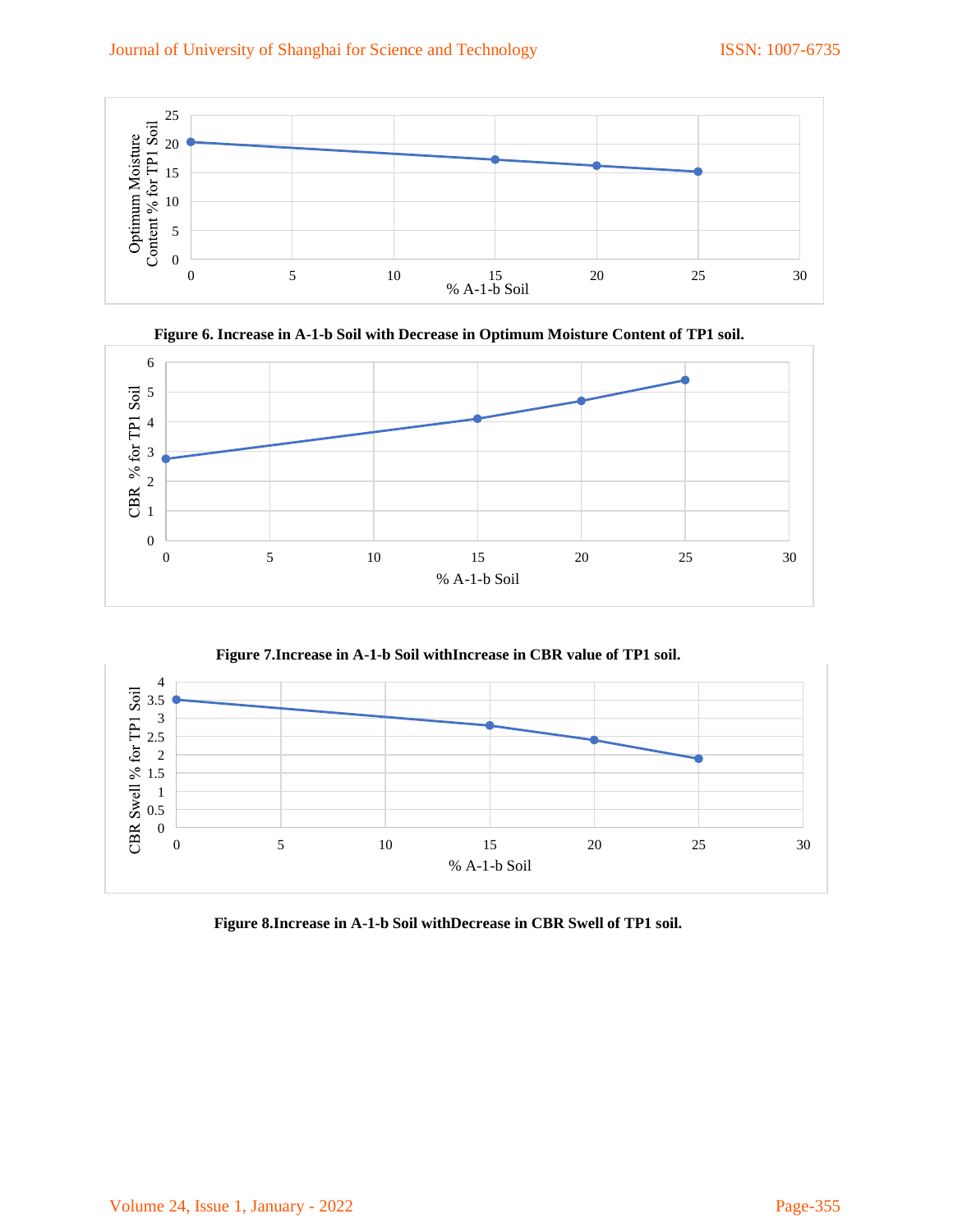**Figure 6. Increase in A-1-b Soil with Decrease in Optimum Moisture Content of TP1 soil.**

**Figure 7.Increase in A-1-b Soil withIncrease in CBR value of TP1 soil.**

**Figure 8.Increase in A-1-b Soil withDecrease in CBR Swell of TP1 soil.**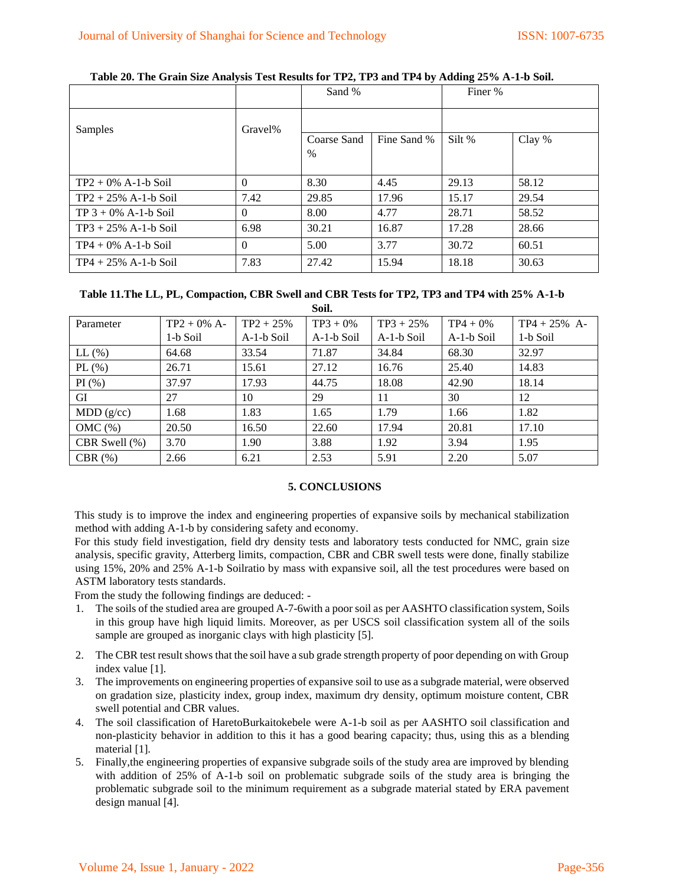**Table 20. The Grain Size Analysis Test Results for TP2, TP3 and TP4 by Adding 25% A-1-b Soil.**

| Samples | Gravel% | Sand % | | Finer % | |
|---|---|---|---|---|---|
| | | Coarse Sand % | Fine Sand % | Silt % | Clay % |
| TP2 + 0% A-1-b Soil | 0 | 8.30 | 4.45 | 29.13 | 58.12 |
| TP2 + 25% A-1-b Soil | 7.42 | 29.85 | 17.96 | 15.17 | 29.54 |
| TP 3 + 0% A-1-b Soil | 0 | 8.00 | 4.77 | 28.71 | 58.52 |
| TP3 + 25% A-1-b Soil | 6.98 | 30.21 | 16.87 | 17.28 | 28.66 |
| TP4 + 0% A-1-b Soil | 0 | 5.00 | 3.77 | 30.72 | 60.51 |
| TP4 + 25% A-1-b Soil | 7.83 | 27.42 | 15.94 | 18.18 | 30.63 |

**Table 11.The LL, PL, Compaction, CBR Swell and CBR Tests for TP2, TP3 and TP4 with 25% A-1-b Soil.**

| Parameter | TP2 + 0% A-1-b Soil | TP2 + 25% A-1-b Soil | TP3 + 0% A-1-b Soil | TP3 + 25% A-1-b Soil | TP4 + 0% A-1-b Soil | TP4 + 25% A-1-b Soil |
|---|---|---|---|---|---|---|
| LL (%) | 64.68 | 33.54 | 71.87 | 34.84 | 68.30 | 32.97 |
| PL (%) | 26.71 | 15.61 | 27.12 | 16.76 | 25.40 | 14.83 |
| PI (%) | 37.97 | 17.93 | 44.75 | 18.08 | 42.90 | 18.14 |
| GI | 27 | 10 | 29 | 11 | 30 | 12 |
| MDD (g/cc) | 1.68 | 1.83 | 1.65 | 1.79 | 1.66 | 1.82 |
| OMC (%) | 20.50 | 16.50 | 22.60 | 17.94 | 20.81 | 17.10 |
| CBR Swell (%) | 3.70 | 1.90 | 3.88 | 1.92 | 3.94 | 1.95 |
| CBR (%) | 2.66 | 6.21 | 2.53 | 5.91 | 2.20 | 5.07 |

## 5. CONCLUSIONS

This study is to improve the index and engineering properties of expansive soils by mechanical stabilization method with adding A-1-b by considering safety and economy.

For this study field investigation, field dry density tests and laboratory tests conducted for NMC, grain size analysis, specific gravity, Atterberg limits, compaction, CBR and CBR swell tests were done, finally stabilize using 15%, 20% and 25% A-1-b Soilratio by mass with expansive soil, all the test procedures were based on ASTM laboratory tests standards.

From the study the following findings are deduced: -

1. The soils of the studied area are grouped A-7-6with a poor soil as per AASHTO classification system, Soils in this group have high liquid limits. Moreover, as per USCS soil classification system all of the soils sample are grouped as inorganic clays with high plasticity [5].
2. The CBR test result shows that the soil have a sub grade strength property of poor depending on with Group index value [1].
3. The improvements on engineering properties of expansive soil to use as a subgrade material, were observed on gradation size, plasticity index, group index, maximum dry density, optimum moisture content, CBR swell potential and CBR values.
4. The soil classification of HaretoBurkaitokebele were A-1-b soil as per AASHTO soil classification and non-plasticity behavior in addition to this it has a good bearing capacity; thus, using this as a blending material [1].
5. Finally,the engineering properties of expansive subgrade soils of the study area are improved by blending with addition of 25% of A-1-b soil on problematic subgrade soils of the study area is bringing the problematic subgrade soil to the minimum requirement as a subgrade material stated by ERA pavement design manual [4].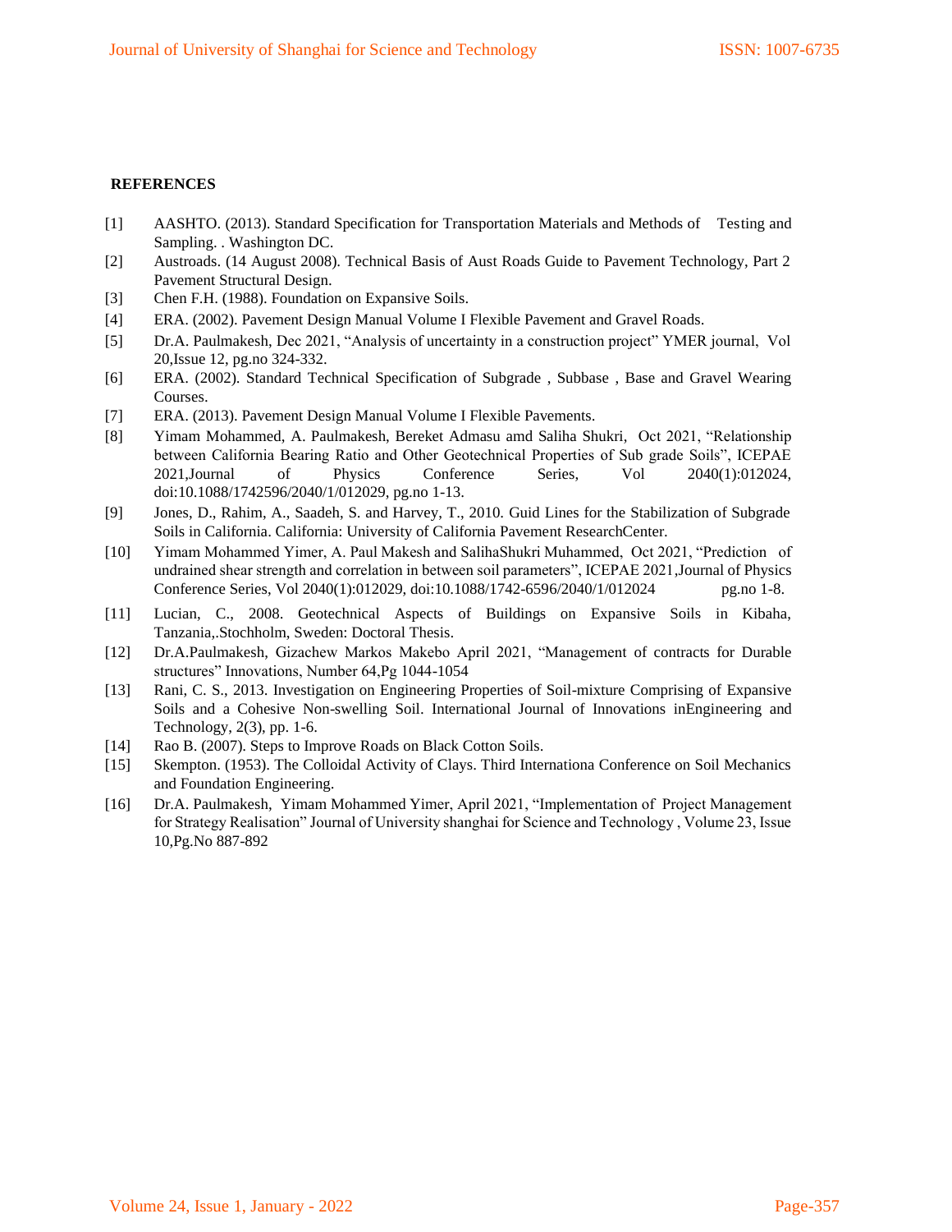**REFERENCES**

[1] AASHTO. (2013). Standard Specification for Transportation Materials and Methods of Testing and Sampling. . Washington DC.

[2] Austroads. (14 August 2008). Technical Basis of Aust Roads Guide to Pavement Technology, Part 2 Pavement Structural Design.

[3] Chen F.H. (1988). Foundation on Expansive Soils.

[4] ERA. (2002). Pavement Design Manual Volume I Flexible Pavement and Gravel Roads.

[5] Dr.A. Paulmakesh, Dec 2021, "Analysis of uncertainty in a construction project" YMER journal, Vol 20,Issue 12, pg.no 324-332.

[6] ERA. (2002). Standard Technical Specification of Subgrade , Subbase , Base and Gravel Wearing Courses.

[7] ERA. (2013). Pavement Design Manual Volume I Flexible Pavements.

[8] Yimam Mohammed, A. Paulmakesh, Bereket Admasu amd Saliha Shukri, Oct 2021, "Relationship between California Bearing Ratio and Other Geotechnical Properties of Sub grade Soils", ICEPAE 2021,Journal of Physics Conference Series, Vol 2040(1):012024, doi:10.1088/1742596/2040/1/012029, pg.no 1-13.

[9] Jones, D., Rahim, A., Saadeh, S. and Harvey, T., 2010. Guid Lines for the Stabilization of Subgrade Soils in California. California: University of California Pavement ResearchCenter.

[10] Yimam Mohammed Yimer, A. Paul Makesh and SalihaShukri Muhammed, Oct 2021, "Prediction of undrained shear strength and correlation in between soil parameters", ICEPAE 2021,Journal of Physics Conference Series, Vol 2040(1):012029, doi:10.1088/1742-6596/2040/1/012024 pg.no 1-8.

[11] Lucian, C., 2008. Geotechnical Aspects of Buildings on Expansive Soils in Kibaha, Tanzania,.Stochholm, Sweden: Doctoral Thesis.

[12] Dr.A.Paulmakesh, Gizachew Markos Makebo April 2021, "Management of contracts for Durable structures" Innovations, Number 64,Pg 1044-1054

[13] Rani, C. S., 2013. Investigation on Engineering Properties of Soil-mixture Comprising of Expansive Soils and a Cohesive Non-swelling Soil. International Journal of Innovations inEngineering and Technology, 2(3), pp. 1-6.

[14] Rao B. (2007). Steps to Improve Roads on Black Cotton Soils.

[15] Skempton. (1953). The Colloidal Activity of Clays. Third Internationa Conference on Soil Mechanics and Foundation Engineering.

[16] Dr.A. Paulmakesh, Yimam Mohammed Yimer, April 2021, "Implementation of Project Management for Strategy Realisation" Journal of University shanghai for Science and Technology , Volume 23, Issue 10,Pg.No 887-892